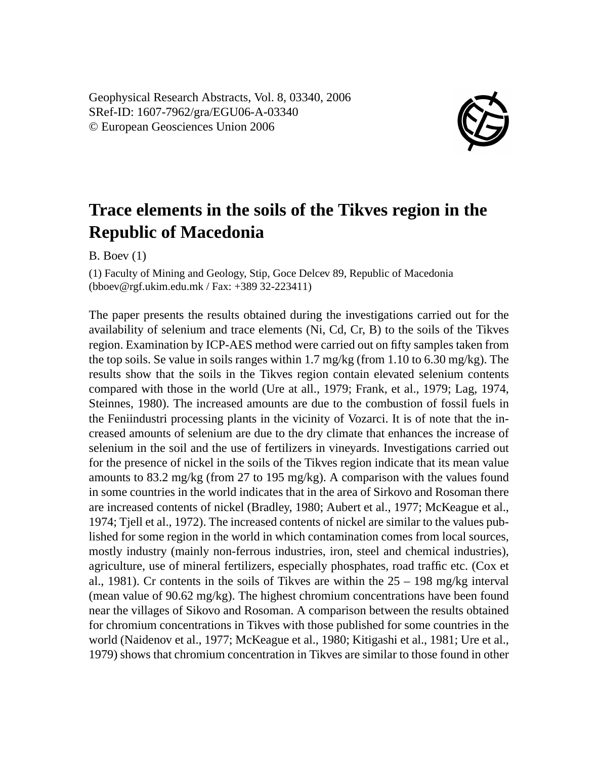Geophysical Research Abstracts, Vol. 8, 03340, 2006
SRef-ID: 1607-7962/gra/EGU06-A-03340
© European Geosciences Union 2006

# Trace elements in the soils of the Tikves region in the Republic of Macedonia

B. Boev (1)

(1) Faculty of Mining and Geology, Stip, Goce Delcev 89, Republic of Macedonia (bboev@rgf.ukim.edu.mk / Fax: +389 32-223411)

The paper presents the results obtained during the investigations carried out for the availability of selenium and trace elements (Ni, Cd, Cr, B) to the soils of the Tikves region. Examination by ICP-AES method were carried out on fifty samples taken from the top soils. Se value in soils ranges within 1.7 mg/kg (from 1.10 to 6.30 mg/kg). The results show that the soils in the Tikves region contain elevated selenium contents compared with those in the world (Ure at all., 1979; Frank, et al., 1979; Lag, 1974, Steinnes, 1980). The increased amounts are due to the combustion of fossil fuels in the Feniindustri processing plants in the vicinity of Vozarci. It is of note that the increased amounts of selenium are due to the dry climate that enhances the increase of selenium in the soil and the use of fertilizers in vineyards. Investigations carried out for the presence of nickel in the soils of the Tikves region indicate that its mean value amounts to 83.2 mg/kg (from 27 to 195 mg/kg). A comparison with the values found in some countries in the world indicates that in the area of Sirkovo and Rosoman there are increased contents of nickel (Bradley, 1980; Aubert et al., 1977; McKeague et al., 1974; Tjell et al., 1972). The increased contents of nickel are similar to the values published for some region in the world in which contamination comes from local sources, mostly industry (mainly non-ferrous industries, iron, steel and chemical industries), agriculture, use of mineral fertilizers, especially phosphates, road traffic etc. (Cox et al., 1981). Cr contents in the soils of Tikves are within the 25 – 198 mg/kg interval (mean value of 90.62 mg/kg). The highest chromium concentrations have been found near the villages of Sikovo and Rosoman. A comparison between the results obtained for chromium concentrations in Tikves with those published for some countries in the world (Naidenov et al., 1977; McKeague et al., 1980; Kitigashi et al., 1981; Ure et al., 1979) shows that chromium concentration in Tikves are similar to those found in other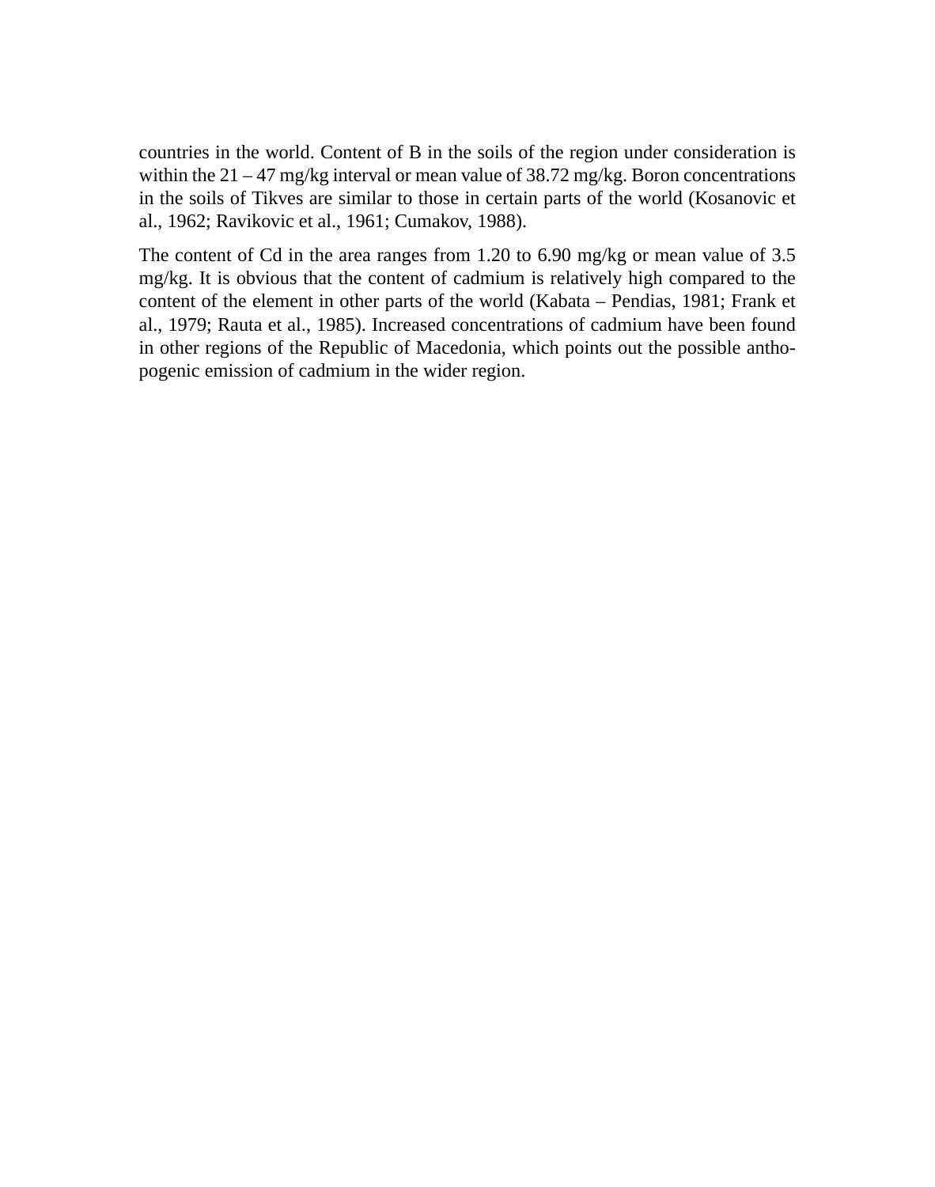countries in the world. Content of B in the soils of the region under consideration is within the 21 – 47 mg/kg interval or mean value of 38.72 mg/kg. Boron concentrations in the soils of Tikves are similar to those in certain parts of the world (Kosanovic et al., 1962; Ravikovic et al., 1961; Cumakov, 1988).

The content of Cd in the area ranges from 1.20 to 6.90 mg/kg or mean value of 3.5 mg/kg. It is obvious that the content of cadmium is relatively high compared to the content of the element in other parts of the world (Kabata – Pendias, 1981; Frank et al., 1979; Rauta et al., 1985). Increased concentrations of cadmium have been found in other regions of the Republic of Macedonia, which points out the possible anthopogenic emission of cadmium in the wider region.